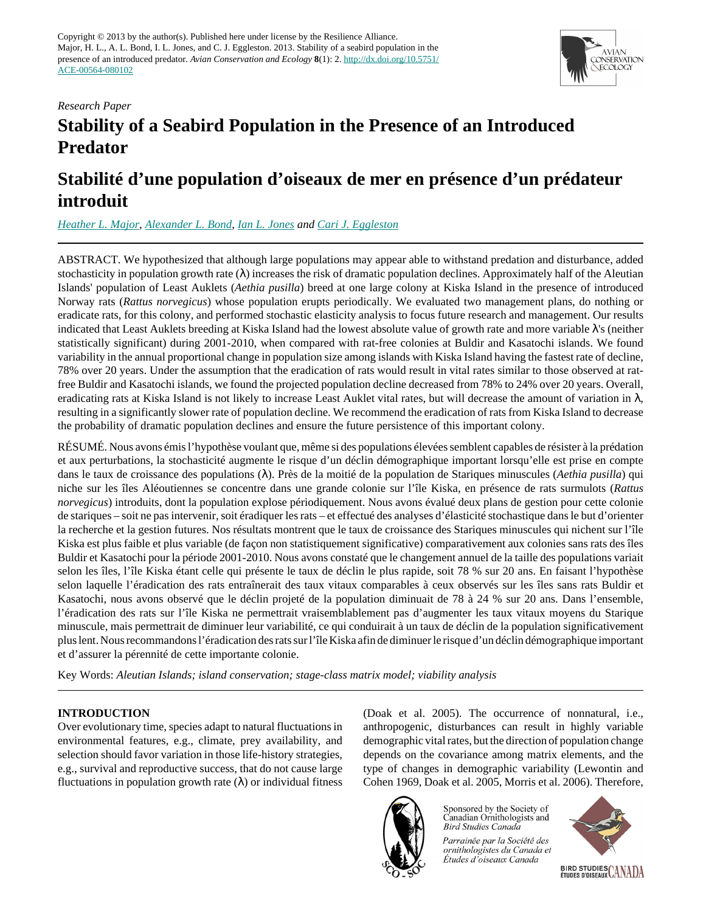Copyright © 2013 by the author(s). Published here under license by the Resilience Alliance.
Major, H. L., A. L. Bond, I. L. Jones, and C. J. Eggleston. 2013. Stability of a seabird population in the presence of an introduced predator. *Avian Conservation and Ecology* **8**(1): 2. http://dx.doi.org/10.5751/ACE-00564-080102

*Research Paper*

# Stability of a Seabird Population in the Presence of an Introduced Predator

# Stabilité d'une population d'oiseaux de mer en présence d'un prédateur introduit

*Heather L. Major, Alexander L. Bond, Ian L. Jones and Cari J. Eggleston*

ABSTRACT. We hypothesized that although large populations may appear able to withstand predation and disturbance, added stochasticity in population growth rate ($\lambda$) increases the risk of dramatic population declines. Approximately half of the Aleutian Islands' population of Least Auklets (*Aethia pusilla*) breed at one large colony at Kiska Island in the presence of introduced Norway rats (*Rattus norvegicus*) whose population erupts periodically. We evaluated two management plans, do nothing or eradicate rats, for this colony, and performed stochastic elasticity analysis to focus future research and management. Our results indicated that Least Auklets breeding at Kiska Island had the lowest absolute value of growth rate and more variable $\lambda$'s (neither statistically significant) during 2001-2010, when compared with rat-free colonies at Buldir and Kasatochi islands. We found variability in the annual proportional change in population size among islands with Kiska Island having the fastest rate of decline, 78% over 20 years. Under the assumption that the eradication of rats would result in vital rates similar to those observed at rat-free Buldir and Kasatochi islands, we found the projected population decline decreased from 78% to 24% over 20 years. Overall, eradicating rats at Kiska Island is not likely to increase Least Auklet vital rates, but will decrease the amount of variation in $\lambda$, resulting in a significantly slower rate of population decline. We recommend the eradication of rats from Kiska Island to decrease the probability of dramatic population declines and ensure the future persistence of this important colony.

RÉSUMÉ. Nous avons émis l'hypothèse voulant que, même si des populations élevées semblent capables de résister à la prédation et aux perturbations, la stochasticité augmente le risque d'un déclin démographique important lorsqu'elle est prise en compte dans le taux de croissance des populations ($\lambda$). Près de la moitié de la population de Stariques minuscules (*Aethia pusilla*) qui niche sur les îles Aléoutiennes se concentre dans une grande colonie sur l'île Kiska, en présence de rats surmulots (*Rattus norvegicus*) introduits, dont la population explose périodiquement. Nous avons évalué deux plans de gestion pour cette colonie de stariques – soit ne pas intervenir, soit éradiquer les rats – et effectué des analyses d'élasticité stochastique dans le but d'orienter la recherche et la gestion futures. Nos résultats montrent que le taux de croissance des Stariques minuscules qui nichent sur l'île Kiska est plus faible et plus variable (de façon non statistiquement significative) comparativement aux colonies sans rats des îles Buldir et Kasatochi pour la période 2001-2010. Nous avons constaté que le changement annuel de la taille des populations variait selon les îles, l'île Kiska étant celle qui présente le taux de déclin le plus rapide, soit 78 % sur 20 ans. En faisant l'hypothèse selon laquelle l'éradication des rats entraînerait des taux vitaux comparables à ceux observés sur les îles sans rats Buldir et Kasatochi, nous avons observé que le déclin projeté de la population diminuait de 78 à 24 % sur 20 ans. Dans l'ensemble, l'éradication des rats sur l'île Kiska ne permettrait vraisemblablement pas d'augmenter les taux vitaux moyens du Starique minuscule, mais permettrait de diminuer leur variabilité, ce qui conduirait à un taux de déclin de la population significativement plus lent. Nous recommandons l'éradication des rats sur l'île Kiska afin de diminuer le risque d'un déclin démographique important et d'assurer la pérennité de cette importante colonie.

Key Words: *Aleutian Islands; island conservation; stage-class matrix model; viability analysis*

## INTRODUCTION

Over evolutionary time, species adapt to natural fluctuations in environmental features, e.g., climate, prey availability, and selection should favor variation in those life-history strategies, e.g., survival and reproductive success, that do not cause large fluctuations in population growth rate ($\lambda$) or individual fitness (Doak et al. 2005). The occurrence of nonnatural, i.e., anthropogenic, disturbances can result in highly variable demographic vital rates, but the direction of population change depends on the covariance among matrix elements, and the type of changes in demographic variability (Lewontin and Cohen 1969, Doak et al. 2005, Morris et al. 2006). Therefore,

Sponsored by the Society of Canadian Ornithologists and Bird Studies Canada

*Parrainée par la Société des ornithologistes du Canada et Études d'oiseaux Canada*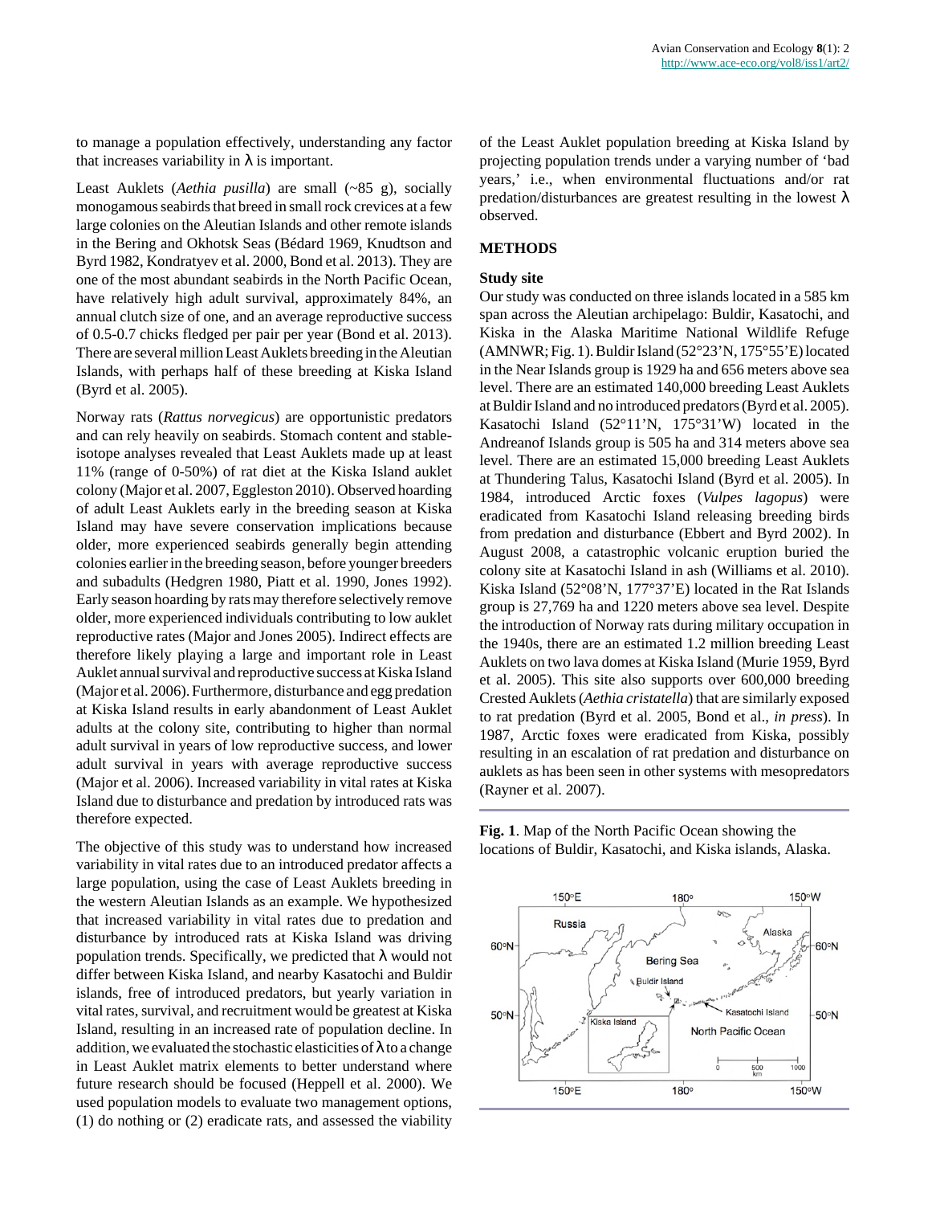to manage a population effectively, understanding any factor that increases variability in λ is important.

Least Auklets (*Aethia pusilla*) are small (~85 g), socially monogamous seabirds that breed in small rock crevices at a few large colonies on the Aleutian Islands and other remote islands in the Bering and Okhotsk Seas (Bédard 1969, Knudtson and Byrd 1982, Kondratyev et al. 2000, Bond et al. 2013). They are one of the most abundant seabirds in the North Pacific Ocean, have relatively high adult survival, approximately 84%, an annual clutch size of one, and an average reproductive success of 0.5-0.7 chicks fledged per pair per year (Bond et al. 2013). There are several million Least Auklets breeding in the Aleutian Islands, with perhaps half of these breeding at Kiska Island (Byrd et al. 2005).

Norway rats (*Rattus norvegicus*) are opportunistic predators and can rely heavily on seabirds. Stomach content and stable-isotope analyses revealed that Least Auklets made up at least 11% (range of 0-50%) of rat diet at the Kiska Island auklet colony (Major et al. 2007, Eggleston 2010). Observed hoarding of adult Least Auklets early in the breeding season at Kiska Island may have severe conservation implications because older, more experienced seabirds generally begin attending colonies earlier in the breeding season, before younger breeders and subadults (Hedgren 1980, Piatt et al. 1990, Jones 1992). Early season hoarding by rats may therefore selectively remove older, more experienced individuals contributing to low auklet reproductive rates (Major and Jones 2005). Indirect effects are therefore likely playing a large and important role in Least Auklet annual survival and reproductive success at Kiska Island (Major et al. 2006). Furthermore, disturbance and egg predation at Kiska Island results in early abandonment of Least Auklet adults at the colony site, contributing to higher than normal adult survival in years of low reproductive success, and lower adult survival in years with average reproductive success (Major et al. 2006). Increased variability in vital rates at Kiska Island due to disturbance and predation by introduced rats was therefore expected.

The objective of this study was to understand how increased variability in vital rates due to an introduced predator affects a large population, using the case of Least Auklets breeding in the western Aleutian Islands as an example. We hypothesized that increased variability in vital rates due to predation and disturbance by introduced rats at Kiska Island was driving population trends. Specifically, we predicted that λ would not differ between Kiska Island, and nearby Kasatochi and Buldir islands, free of introduced predators, but yearly variation in vital rates, survival, and recruitment would be greatest at Kiska Island, resulting in an increased rate of population decline. In addition, we evaluated the stochastic elasticities of λ to a change in Least Auklet matrix elements to better understand where future research should be focused (Heppell et al. 2000). We used population models to evaluate two management options, (1) do nothing or (2) eradicate rats, and assessed the viability of the Least Auklet population breeding at Kiska Island by projecting population trends under a varying number of 'bad years,' i.e., when environmental fluctuations and/or rat predation/disturbances are greatest resulting in the lowest λ observed.

## METHODS

### Study site

Our study was conducted on three islands located in a 585 km span across the Aleutian archipelago: Buldir, Kasatochi, and Kiska in the Alaska Maritime National Wildlife Refuge (AMNWR; Fig. 1). Buldir Island (52°23'N, 175°55'E) located in the Near Islands group is 1929 ha and 656 meters above sea level. There are an estimated 140,000 breeding Least Auklets at Buldir Island and no introduced predators (Byrd et al. 2005). Kasatochi Island (52°11'N, 175°31'W) located in the Andreanof Islands group is 505 ha and 314 meters above sea level. There are an estimated 15,000 breeding Least Auklets at Thundering Talus, Kasatochi Island (Byrd et al. 2005). In 1984, introduced Arctic foxes (*Vulpes lagopus*) were eradicated from Kasatochi Island releasing breeding birds from predation and disturbance (Ebbert and Byrd 2002). In August 2008, a catastrophic volcanic eruption buried the colony site at Kasatochi Island in ash (Williams et al. 2010). Kiska Island (52°08'N, 177°37'E) located in the Rat Islands group is 27,769 ha and 1220 meters above sea level. Despite the introduction of Norway rats during military occupation in the 1940s, there are an estimated 1.2 million breeding Least Auklets on two lava domes at Kiska Island (Murie 1959, Byrd et al. 2005). This site also supports over 600,000 breeding Crested Auklets (*Aethia cristatella*) that are similarly exposed to rat predation (Byrd et al. 2005, Bond et al., *in press*). In 1987, Arctic foxes were eradicated from Kiska, possibly resulting in an escalation of rat predation and disturbance on auklets as has been seen in other systems with mesopredators (Rayner et al. 2007).

**Fig. 1**. Map of the North Pacific Ocean showing the locations of Buldir, Kasatochi, and Kiska islands, Alaska.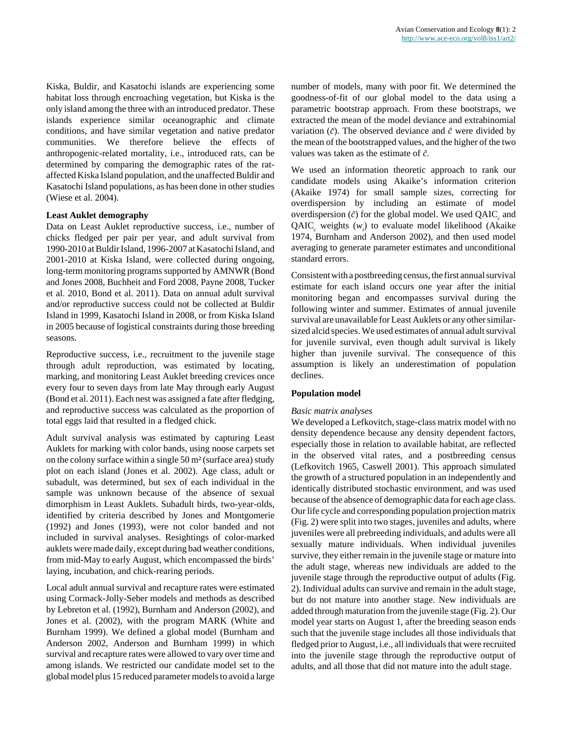Kiska, Buldir, and Kasatochi islands are experiencing some habitat loss through encroaching vegetation, but Kiska is the only island among the three with an introduced predator. These islands experience similar oceanographic and climate conditions, and have similar vegetation and native predator communities. We therefore believe the effects of anthropogenic-related mortality, i.e., introduced rats, can be determined by comparing the demographic rates of the rat-affected Kiska Island population, and the unaffected Buldir and Kasatochi Island populations, as has been done in other studies (Wiese et al. 2004).

### Least Auklet demography

Data on Least Auklet reproductive success, i.e., number of chicks fledged per pair per year, and adult survival from 1990-2010 at Buldir Island, 1996-2007 at Kasatochi Island, and 2001-2010 at Kiska Island, were collected during ongoing, long-term monitoring programs supported by AMNWR (Bond and Jones 2008, Buchheit and Ford 2008, Payne 2008, Tucker et al. 2010, Bond et al. 2011). Data on annual adult survival and/or reproductive success could not be collected at Buldir Island in 1999, Kasatochi Island in 2008, or from Kiska Island in 2005 because of logistical constraints during those breeding seasons.

Reproductive success, i.e., recruitment to the juvenile stage through adult reproduction, was estimated by locating, marking, and monitoring Least Auklet breeding crevices once every four to seven days from late May through early August (Bond et al. 2011). Each nest was assigned a fate after fledging, and reproductive success was calculated as the proportion of total eggs laid that resulted in a fledged chick.

Adult survival analysis was estimated by capturing Least Auklets for marking with color bands, using noose carpets set on the colony surface within a single 50 m² (surface area) study plot on each island (Jones et al. 2002). Age class, adult or subadult, was determined, but sex of each individual in the sample was unknown because of the absence of sexual dimorphism in Least Auklets. Subadult birds, two-year-olds, identified by criteria described by Jones and Montgomerie (1992) and Jones (1993), were not color banded and not included in survival analyses. Resightings of color-marked auklets were made daily, except during bad weather conditions, from mid-May to early August, which encompassed the birds' laying, incubation, and chick-rearing periods.

Local adult annual survival and recapture rates were estimated using Cormack-Jolly-Seber models and methods as described by Lebreton et al. (1992), Burnham and Anderson (2002), and Jones et al. (2002), with the program MARK (White and Burnham 1999). We defined a global model (Burnham and Anderson 2002, Anderson and Burnham 1999) in which survival and recapture rates were allowed to vary over time and among islands. We restricted our candidate model set to the global model plus 15 reduced parameter models to avoid a large number of models, many with poor fit. We determined the goodness-of-fit of our global model to the data using a parametric bootstrap approach. From these bootstraps, we extracted the mean of the model deviance and extrabinomial variation ($\hat{c}$). The observed deviance and $\hat{c}$ were divided by the mean of the bootstrapped values, and the higher of the two values was taken as the estimate of $\hat{c}$.

We used an information theoretic approach to rank our candidate models using Akaike's information criterion (Akaike 1974) for small sample sizes, correcting for overdispersion by including an estimate of model overdispersion ($\hat{c}$) for the global model. We used $QAIC_c$ and $QAIC_c$ weights ($w_i$) to evaluate model likelihood (Akaike 1974, Burnham and Anderson 2002), and then used model averaging to generate parameter estimates and unconditional standard errors.

Consistent with a postbreeding census, the first annual survival estimate for each island occurs one year after the initial monitoring began and encompasses survival during the following winter and summer. Estimates of annual juvenile survival are unavailable for Least Auklets or any other similar-sized alcid species. We used estimates of annual adult survival for juvenile survival, even though adult survival is likely higher than juvenile survival. The consequence of this assumption is likely an underestimation of population declines.

### Population model

*Basic matrix analyses*

We developed a Lefkovitch, stage-class matrix model with no density dependence because any density dependent factors, especially those in relation to available habitat, are reflected in the observed vital rates, and a postbreeding census (Lefkovitch 1965, Caswell 2001). This approach simulated the growth of a structured population in an independently and identically distributed stochastic environment, and was used because of the absence of demographic data for each age class. Our life cycle and corresponding population projection matrix (Fig. 2) were split into two stages, juveniles and adults, where juveniles were all prebreeding individuals, and adults were all sexually mature individuals. When individual juveniles survive, they either remain in the juvenile stage or mature into the adult stage, whereas new individuals are added to the juvenile stage through the reproductive output of adults (Fig. 2). Individual adults can survive and remain in the adult stage, but do not mature into another stage. New individuals are added through maturation from the juvenile stage (Fig. 2). Our model year starts on August 1, after the breeding season ends such that the juvenile stage includes all those individuals that fledged prior to August, i.e., all individuals that were recruited into the juvenile stage through the reproductive output of adults, and all those that did not mature into the adult stage.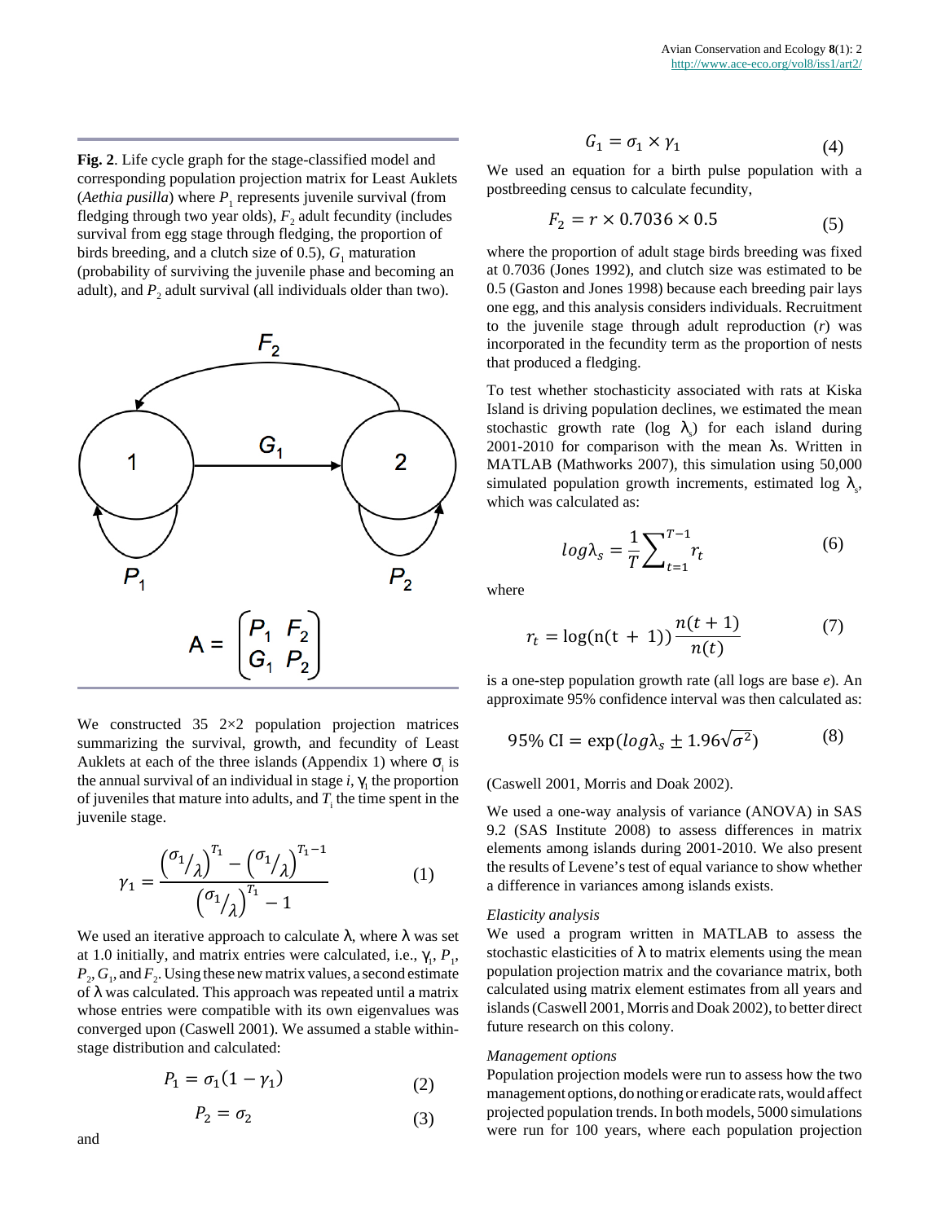**Fig. 2**. Life cycle graph for the stage-classified model and corresponding population projection matrix for Least Auklets (*Aethia pusilla*) where $P_1$ represents juvenile survival (from fledging through two year olds), $F_2$ adult fecundity (includes survival from egg stage through fledging, the proportion of birds breeding, and a clutch size of 0.5), $G_1$ maturation (probability of surviving the juvenile phase and becoming an adult), and $P_2$ adult survival (all individuals older than two).

$$A = \begin{pmatrix} P_1 & F_2 \\ G_1 & P_2 \end{pmatrix}$$

We constructed 35 2×2 population projection matrices summarizing the survival, growth, and fecundity of Least Auklets at each of the three islands (Appendix 1) where $\sigma_i$ is the annual survival of an individual in stage $i$, $\gamma_i$ the proportion of juveniles that mature into adults, and $T_i$ the time spent in the juvenile stage.

$$\gamma_1 = \frac{\left(\sigma_1/\lambda\right)^{T_1} - \left(\sigma_1/\lambda\right)^{T_1 - 1}}{\left(\sigma_1/\lambda\right)^{T_1} - 1} \tag{1}$$

We used an iterative approach to calculate λ, where λ was set at 1.0 initially, and matrix entries were calculated, i.e., $\gamma_1$, $P_1$, $P_2$, $G_1$, and $F_2$. Using these new matrix values, a second estimate of λ was calculated. This approach was repeated until a matrix whose entries were compatible with its own eigenvalues was converged upon (Caswell 2001). We assumed a stable within-stage distribution and calculated:

$$P_1 = \sigma_1(1 - \gamma_1) \tag{2}$$

$$P_2 = \sigma_2 \tag{3}$$

and

$$G_1 = \sigma_1 \times \gamma_1 \tag{4}$$

We used an equation for a birth pulse population with a postbreeding census to calculate fecundity,

$$F_2 = r \times 0.7036 \times 0.5 \tag{5}$$

where the proportion of adult stage birds breeding was fixed at 0.7036 (Jones 1992), and clutch size was estimated to be 0.5 (Gaston and Jones 1998) because each breeding pair lays one egg, and this analysis considers individuals. Recruitment to the juvenile stage through adult reproduction ($r$) was incorporated in the fecundity term as the proportion of nests that produced a fledging.

To test whether stochasticity associated with rats at Kiska Island is driving population declines, we estimated the mean stochastic growth rate (log $\lambda_s$) for each island during 2001-2010 for comparison with the mean λs. Written in MATLAB (Mathworks 2007), this simulation using 50,000 simulated population growth increments, estimated log $\lambda_s$, which was calculated as:

$$log\lambda_s = \frac{1}{T}\sum_{t=1}^{T-1} r_t \tag{6}$$

where

$$r_t = \log(\mathrm{n(t\ +\ 1)})\frac{n(t+1)}{n(t)} \tag{7}$$

is a one-step population growth rate (all logs are base $e$). An approximate 95% confidence interval was then calculated as:

$$95\%\ \mathrm{CI} = \exp(log\lambda_s \pm 1.96\sqrt{\sigma^2}) \tag{8}$$

(Caswell 2001, Morris and Doak 2002).

We used a one-way analysis of variance (ANOVA) in SAS 9.2 (SAS Institute 2008) to assess differences in matrix elements among islands during 2001-2010. We also present the results of Levene's test of equal variance to show whether a difference in variances among islands exists.

### *Elasticity analysis*

We used a program written in MATLAB to assess the stochastic elasticities of λ to matrix elements using the mean population projection matrix and the covariance matrix, both calculated using matrix element estimates from all years and islands (Caswell 2001, Morris and Doak 2002), to better direct future research on this colony.

### *Management options*

Population projection models were run to assess how the two management options, do nothing or eradicate rats, would affect projected population trends. In both models, 5000 simulations were run for 100 years, where each population projection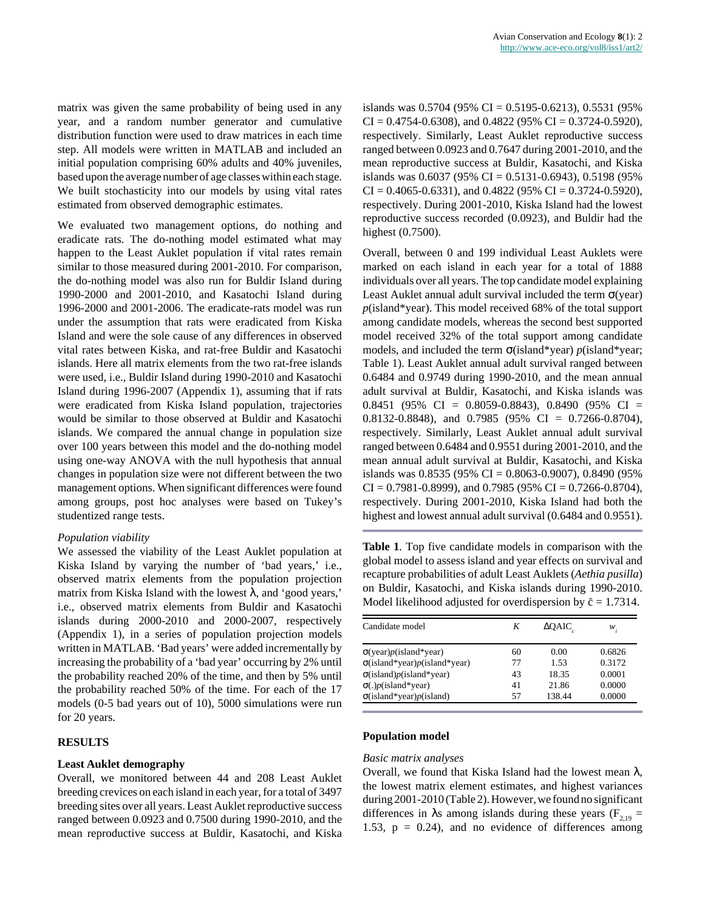matrix was given the same probability of being used in any year, and a random number generator and cumulative distribution function were used to draw matrices in each time step. All models were written in MATLAB and included an initial population comprising 60% adults and 40% juveniles, based upon the average number of age classes within each stage. We built stochasticity into our models by using vital rates estimated from observed demographic estimates.

We evaluated two management options, do nothing and eradicate rats. The do-nothing model estimated what may happen to the Least Auklet population if vital rates remain similar to those measured during 2001-2010. For comparison, the do-nothing model was also run for Buldir Island during 1990-2000 and 2001-2010, and Kasatochi Island during 1996-2000 and 2001-2006. The eradicate-rats model was run under the assumption that rats were eradicated from Kiska Island and were the sole cause of any differences in observed vital rates between Kiska, and rat-free Buldir and Kasatochi islands. Here all matrix elements from the two rat-free islands were used, i.e., Buldir Island during 1990-2010 and Kasatochi Island during 1996-2007 (Appendix 1), assuming that if rats were eradicated from Kiska Island population, trajectories would be similar to those observed at Buldir and Kasatochi islands. We compared the annual change in population size over 100 years between this model and the do-nothing model using one-way ANOVA with the null hypothesis that annual changes in population size were not different between the two management options. When significant differences were found among groups, post hoc analyses were based on Tukey's studentized range tests.

*Population viability*

We assessed the viability of the Least Auklet population at Kiska Island by varying the number of 'bad years,' i.e., observed matrix elements from the population projection matrix from Kiska Island with the lowest $\lambda$, and 'good years,' i.e., observed matrix elements from Buldir and Kasatochi islands during 2000-2010 and 2000-2007, respectively (Appendix 1), in a series of population projection models written in MATLAB. 'Bad years' were added incrementally by increasing the probability of a 'bad year' occurring by 2% until the probability reached 20% of the time, and then by 5% until the probability reached 50% of the time. For each of the 17 models (0-5 bad years out of 10), 5000 simulations were run for 20 years.

## RESULTS

### Least Auklet demography

Overall, we monitored between 44 and 208 Least Auklet breeding crevices on each island in each year, for a total of 3497 breeding sites over all years. Least Auklet reproductive success ranged between 0.0923 and 0.7500 during 1990-2010, and the mean reproductive success at Buldir, Kasatochi, and Kiska islands was 0.5704 (95% CI = 0.5195-0.6213), 0.5531 (95% CI = 0.4754-0.6308), and 0.4822 (95% CI = 0.3724-0.5920), respectively. Similarly, Least Auklet reproductive success ranged between 0.0923 and 0.7647 during 2001-2010, and the mean reproductive success at Buldir, Kasatochi, and Kiska islands was 0.6037 (95% CI = 0.5131-0.6943), 0.5198 (95% CI = 0.4065-0.6331), and 0.4822 (95% CI = 0.3724-0.5920), respectively. During 2001-2010, Kiska Island had the lowest reproductive success recorded (0.0923), and Buldir had the highest (0.7500).

Overall, between 0 and 199 individual Least Auklets were marked on each island in each year for a total of 1888 individuals over all years. The top candidate model explaining Least Auklet annual adult survival included the term $\sigma$(year) *p*(island\*year). This model received 68% of the total support among candidate models, whereas the second best supported model received 32% of the total support among candidate models, and included the term $\sigma$(island\*year) *p*(island\*year; Table 1). Least Auklet annual adult survival ranged between 0.6484 and 0.9749 during 1990-2010, and the mean annual adult survival at Buldir, Kasatochi, and Kiska islands was 0.8451 (95% CI = 0.8059-0.8843), 0.8490 (95% CI = 0.8132-0.8848), and 0.7985 (95% CI = 0.7266-0.8704), respectively. Similarly, Least Auklet annual adult survival ranged between 0.6484 and 0.9551 during 2001-2010, and the mean annual adult survival at Buldir, Kasatochi, and Kiska islands was 0.8535 (95% CI = 0.8063-0.9007), 0.8490 (95% CI = 0.7981-0.8999), and 0.7985 (95% CI = 0.7266-0.8704), respectively. During 2001-2010, Kiska Island had both the highest and lowest annual adult survival (0.6484 and 0.9551).

**Table 1**. Top five candidate models in comparison with the global model to assess island and year effects on survival and recapture probabilities of adult Least Auklets (*Aethia pusilla*) on Buldir, Kasatochi, and Kiska islands during 1990-2010. Model likelihood adjusted for overdispersion by $\hat{c}$ = 1.7314.

| Candidate model | $K$ | $\Delta QAIC_c$ | $w_i$ |
|---|---|---|---|
| $\sigma$(year)*p*(island\*year) | 60 | 0.00 | 0.6826 |
| $\sigma$(island\*year)*p*(island\*year) | 77 | 1.53 | 0.3172 |
| $\sigma$(island)*p*(island\*year) | 43 | 18.35 | 0.0001 |
| $\sigma$(.)*p*(island\*year) | 41 | 21.86 | 0.0000 |
| $\sigma$(island\*year)*p*(island) | 57 | 138.44 | 0.0000 |

### Population model

*Basic matrix analyses*

Overall, we found that Kiska Island had the lowest mean $\lambda$, the lowest matrix element estimates, and highest variances during 2001-2010 (Table 2). However, we found no significant differences in $\lambda$s among islands during these years ($F_{2,19}$ = 1.53, $p$ = 0.24), and no evidence of differences among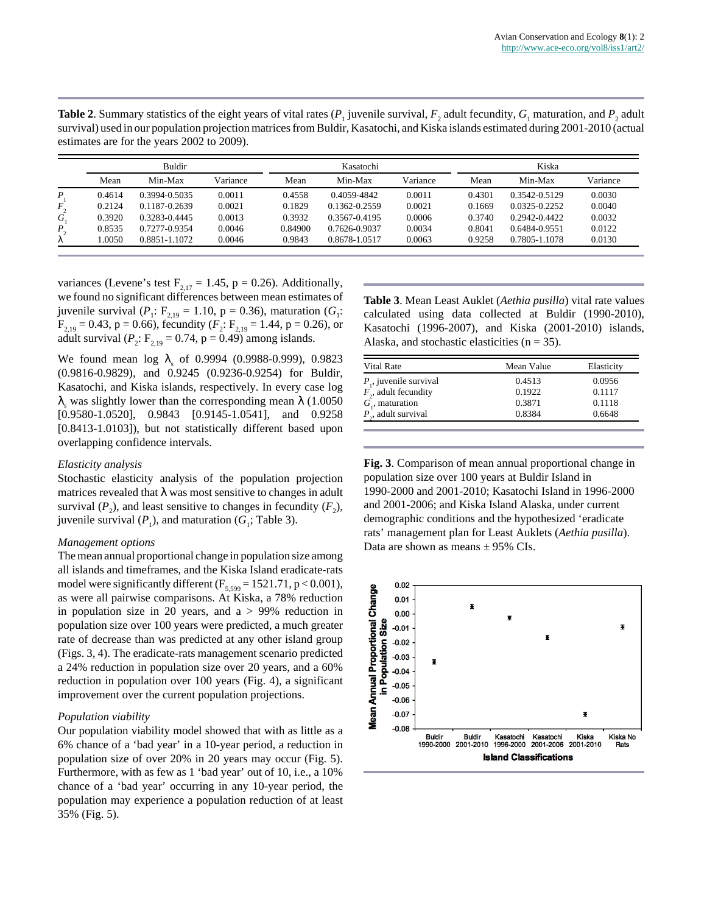**Table 2**. Summary statistics of the eight years of vital rates ($P_1$ juvenile survival, $F_2$ adult fecundity, $G_1$ maturation, and $P_2$ adult survival) used in our population projection matrices from Buldir, Kasatochi, and Kiska islands estimated during 2001-2010 (actual estimates are for the years 2002 to 2009).

| | Buldir | | | Kasatochi | | | Kiska | | |
|---|---|---|---|---|---|---|---|---|---|
| | Mean | Min-Max | Variance | Mean | Min-Max | Variance | Mean | Min-Max | Variance |
| $P_1$ | 0.4614 | 0.3994-0.5035 | 0.0011 | 0.4558 | 0.4059-4842 | 0.0011 | 0.4301 | 0.3542-0.5129 | 0.0030 |
| $F_2$ | 0.2124 | 0.1187-0.2639 | 0.0021 | 0.1829 | 0.1362-0.2559 | 0.0021 | 0.1669 | 0.0325-0.2252 | 0.0040 |
| $G_1$ | 0.3920 | 0.3283-0.4445 | 0.0013 | 0.3932 | 0.3567-0.4195 | 0.0006 | 0.3740 | 0.2942-0.4422 | 0.0032 |
| $P_2$ | 0.8535 | 0.7277-0.9354 | 0.0046 | 0.84900 | 0.7626-0.9037 | 0.0034 | 0.8041 | 0.6484-0.9551 | 0.0122 |
| $\lambda$ | 1.0050 | 0.8851-1.1072 | 0.0046 | 0.9843 | 0.8678-1.0517 | 0.0063 | 0.9258 | 0.7805-1.1078 | 0.0130 |

variances (Levene's test $F_{2,17} = 1.45$, $p = 0.26$). Additionally, we found no significant differences between mean estimates of juvenile survival ($P_1$: $F_{2,19} = 1.10$, $p = 0.36$), maturation ($G_1$: $F_{2,19} = 0.43$, $p = 0.66$), fecundity ($F_2$: $F_{2,19} = 1.44$, $p = 0.26$), or adult survival ($P_2$: $F_{2,19} = 0.74$, $p = 0.49$) among islands.

We found mean log $\lambda_s$ of 0.9994 (0.9988-0.999), 0.9823 (0.9816-0.9829), and 0.9245 (0.9236-0.9254) for Buldir, Kasatochi, and Kiska islands, respectively. In every case log $\lambda_s$ was slightly lower than the corresponding mean $\lambda$ (1.0050 [0.9580-1.0520], 0.9843 [0.9145-1.0541], and 0.9258 [0.8413-1.0103]), but not statistically different based upon overlapping confidence intervals.

*Elasticity analysis*

Stochastic elasticity analysis of the population projection matrices revealed that $\lambda$ was most sensitive to changes in adult survival ($P_2$), and least sensitive to changes in fecundity ($F_2$), juvenile survival ($P_1$), and maturation ($G_1$; Table 3).

*Management options*

The mean annual proportional change in population size among all islands and timeframes, and the Kiska Island eradicate-rats model were significantly different ($F_{5,599} = 1521.71$, $p < 0.001$), as were all pairwise comparisons. At Kiska, a 78% reduction in population size in 20 years, and a > 99% reduction in population size over 100 years were predicted, a much greater rate of decrease than was predicted at any other island group (Figs. 3, 4). The eradicate-rats management scenario predicted a 24% reduction in population size over 20 years, and a 60% reduction in population over 100 years (Fig. 4), a significant improvement over the current population projections.

*Population viability*

Our population viability model showed that with as little as a 6% chance of a 'bad year' in a 10-year period, a reduction in population size of over 20% in 20 years may occur (Fig. 5). Furthermore, with as few as 1 'bad year' out of 10, i.e., a 10% chance of a 'bad year' occurring in any 10-year period, the population may experience a population reduction of at least 35% (Fig. 5).

**Table 3**. Mean Least Auklet (*Aethia pusilla*) vital rate values calculated using data collected at Buldir (1990-2010), Kasatochi (1996-2007), and Kiska (2001-2010) islands, Alaska, and stochastic elasticities (n = 35).

| Vital Rate | Mean Value | Elasticity |
|---|---|---|
| $P_1$, juvenile survival | 0.4513 | 0.0956 |
| $F_2$, adult fecundity | 0.1922 | 0.1117 |
| $G_1$, maturation | 0.3871 | 0.1118 |
| $P_2$, adult survival | 0.8384 | 0.6648 |

**Fig. 3**. Comparison of mean annual proportional change in population size over 100 years at Buldir Island in 1990-2000 and 2001-2010; Kasatochi Island in 1996-2000 and 2001-2006; and Kiska Island Alaska, under current demographic conditions and the hypothesized 'eradicate rats' management plan for Least Auklets (*Aethia pusilla*). Data are shown as means ± 95% CIs.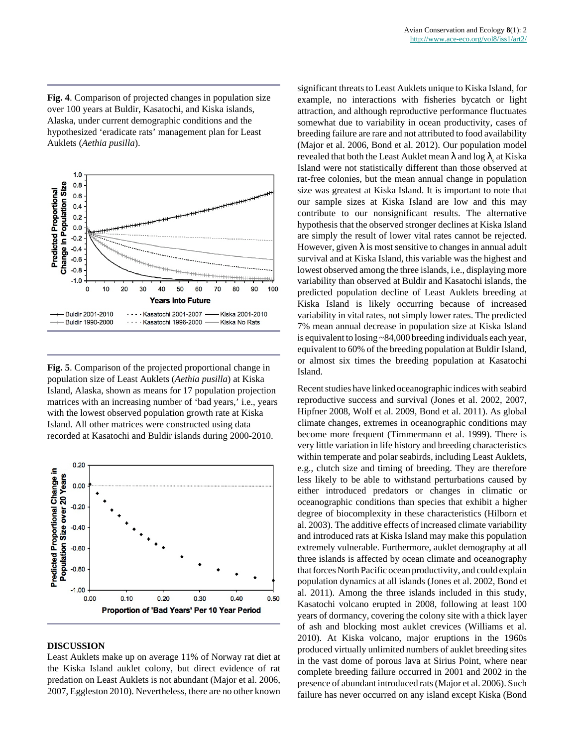**Fig. 4**. Comparison of projected changes in population size over 100 years at Buldir, Kasatochi, and Kiska islands, Alaska, under current demographic conditions and the hypothesized 'eradicate rats' management plan for Least Auklets (*Aethia pusilla*).

**Fig. 5**. Comparison of the projected proportional change in population size of Least Auklets (*Aethia pusilla*) at Kiska Island, Alaska, shown as means for 17 population projection matrices with an increasing number of 'bad years,' i.e., years with the lowest observed population growth rate at Kiska Island. All other matrices were constructed using data recorded at Kasatochi and Buldir islands during 2000-2010.

## DISCUSSION

Least Auklets make up on average 11% of Norway rat diet at the Kiska Island auklet colony, but direct evidence of rat predation on Least Auklets is not abundant (Major et al. 2006, 2007, Eggleston 2010). Nevertheless, there are no other known significant threats to Least Auklets unique to Kiska Island, for example, no interactions with fisheries bycatch or light attraction, and although reproductive performance fluctuates somewhat due to variability in ocean productivity, cases of breeding failure are rare and not attributed to food availability (Major et al. 2006, Bond et al. 2012). Our population model revealed that both the Least Auklet mean $\lambda$ and log $\lambda_s$ at Kiska Island were not statistically different than those observed at rat-free colonies, but the mean annual change in population size was greatest at Kiska Island. It is important to note that our sample sizes at Kiska Island are low and this may contribute to our nonsignificant results. The alternative hypothesis that the observed stronger declines at Kiska Island are simply the result of lower vital rates cannot be rejected. However, given $\lambda$ is most sensitive to changes in annual adult survival and at Kiska Island, this variable was the highest and lowest observed among the three islands, i.e., displaying more variability than observed at Buldir and Kasatochi islands, the predicted population decline of Least Auklets breeding at Kiska Island is likely occurring because of increased variability in vital rates, not simply lower rates. The predicted 7% mean annual decrease in population size at Kiska Island is equivalent to losing ~84,000 breeding individuals each year, equivalent to 60% of the breeding population at Buldir Island, or almost six times the breeding population at Kasatochi Island.

Recent studies have linked oceanographic indices with seabird reproductive success and survival (Jones et al. 2002, 2007, Hipfner 2008, Wolf et al. 2009, Bond et al. 2011). As global climate changes, extremes in oceanographic conditions may become more frequent (Timmermann et al. 1999). There is very little variation in life history and breeding characteristics within temperate and polar seabirds, including Least Auklets, e.g., clutch size and timing of breeding. They are therefore less likely to be able to withstand perturbations caused by either introduced predators or changes in climatic or oceanographic conditions than species that exhibit a higher degree of biocomplexity in these characteristics (Hilborn et al. 2003). The additive effects of increased climate variability and introduced rats at Kiska Island may make this population extremely vulnerable. Furthermore, auklet demography at all three islands is affected by ocean climate and oceanography that forces North Pacific ocean productivity, and could explain population dynamics at all islands (Jones et al. 2002, Bond et al. 2011). Among the three islands included in this study, Kasatochi volcano erupted in 2008, following at least 100 years of dormancy, covering the colony site with a thick layer of ash and blocking most auklet crevices (Williams et al. 2010). At Kiska volcano, major eruptions in the 1960s produced virtually unlimited numbers of auklet breeding sites in the vast dome of porous lava at Sirius Point, where near complete breeding failure occurred in 2001 and 2002 in the presence of abundant introduced rats (Major et al. 2006). Such failure has never occurred on any island except Kiska (Bond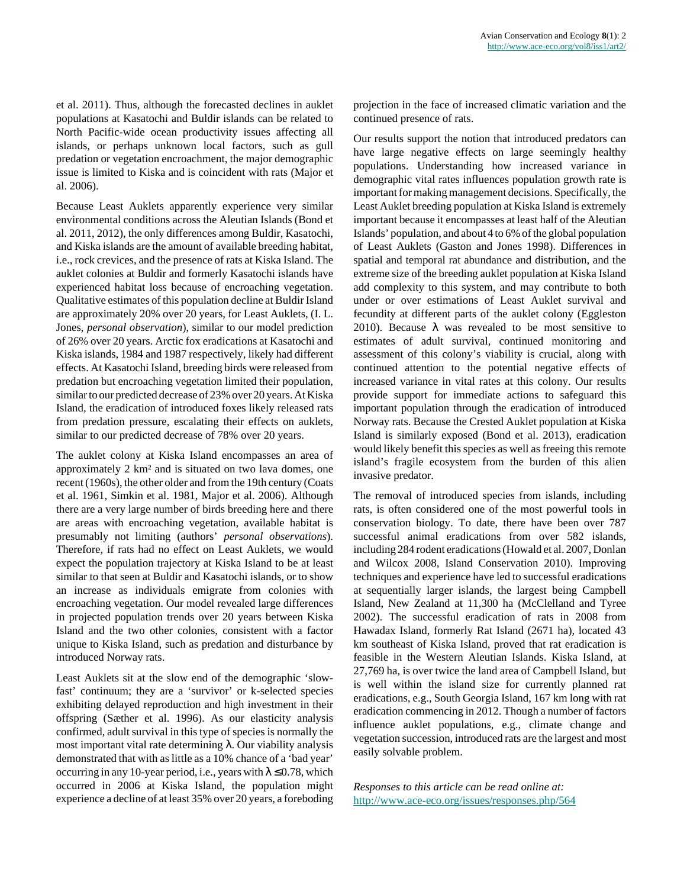et al. 2011). Thus, although the forecasted declines in auklet populations at Kasatochi and Buldir islands can be related to North Pacific-wide ocean productivity issues affecting all islands, or perhaps unknown local factors, such as gull predation or vegetation encroachment, the major demographic issue is limited to Kiska and is coincident with rats (Major et al. 2006).

Because Least Auklets apparently experience very similar environmental conditions across the Aleutian Islands (Bond et al. 2011, 2012), the only differences among Buldir, Kasatochi, and Kiska islands are the amount of available breeding habitat, i.e., rock crevices, and the presence of rats at Kiska Island. The auklet colonies at Buldir and formerly Kasatochi islands have experienced habitat loss because of encroaching vegetation. Qualitative estimates of this population decline at Buldir Island are approximately 20% over 20 years, for Least Auklets, (I. L. Jones, *personal observation*), similar to our model prediction of 26% over 20 years. Arctic fox eradications at Kasatochi and Kiska islands, 1984 and 1987 respectively, likely had different effects. At Kasatochi Island, breeding birds were released from predation but encroaching vegetation limited their population, similar to our predicted decrease of 23% over 20 years. At Kiska Island, the eradication of introduced foxes likely released rats from predation pressure, escalating their effects on auklets, similar to our predicted decrease of 78% over 20 years.

The auklet colony at Kiska Island encompasses an area of approximately 2 km² and is situated on two lava domes, one recent (1960s), the other older and from the 19th century (Coats et al. 1961, Simkin et al. 1981, Major et al. 2006). Although there are a very large number of birds breeding here and there are areas with encroaching vegetation, available habitat is presumably not limiting (authors' *personal observations*). Therefore, if rats had no effect on Least Auklets, we would expect the population trajectory at Kiska Island to be at least similar to that seen at Buldir and Kasatochi islands, or to show an increase as individuals emigrate from colonies with encroaching vegetation. Our model revealed large differences in projected population trends over 20 years between Kiska Island and the two other colonies, consistent with a factor unique to Kiska Island, such as predation and disturbance by introduced Norway rats.

Least Auklets sit at the slow end of the demographic 'slow-fast' continuum; they are a 'survivor' or k-selected species exhibiting delayed reproduction and high investment in their offspring (Sæther et al. 1996). As our elasticity analysis confirmed, adult survival in this type of species is normally the most important vital rate determining $\lambda$. Our viability analysis demonstrated that with as little as a 10% chance of a 'bad year' occurring in any 10-year period, i.e., years with $\lambda \leq 0.78$, which occurred in 2006 at Kiska Island, the population might experience a decline of at least 35% over 20 years, a foreboding projection in the face of increased climatic variation and the continued presence of rats.

Our results support the notion that introduced predators can have large negative effects on large seemingly healthy populations. Understanding how increased variance in demographic vital rates influences population growth rate is important for making management decisions. Specifically, the Least Auklet breeding population at Kiska Island is extremely important because it encompasses at least half of the Aleutian Islands' population, and about 4 to 6% of the global population of Least Auklets (Gaston and Jones 1998). Differences in spatial and temporal rat abundance and distribution, and the extreme size of the breeding auklet population at Kiska Island add complexity to this system, and may contribute to both under or over estimations of Least Auklet survival and fecundity at different parts of the auklet colony (Eggleston 2010). Because $\lambda$ was revealed to be most sensitive to estimates of adult survival, continued monitoring and assessment of this colony's viability is crucial, along with continued attention to the potential negative effects of increased variance in vital rates at this colony. Our results provide support for immediate actions to safeguard this important population through the eradication of introduced Norway rats. Because the Crested Auklet population at Kiska Island is similarly exposed (Bond et al. 2013), eradication would likely benefit this species as well as freeing this remote island's fragile ecosystem from the burden of this alien invasive predator.

The removal of introduced species from islands, including rats, is often considered one of the most powerful tools in conservation biology. To date, there have been over 787 successful animal eradications from over 582 islands, including 284 rodent eradications (Howald et al. 2007, Donlan and Wilcox 2008, Island Conservation 2010). Improving techniques and experience have led to successful eradications at sequentially larger islands, the largest being Campbell Island, New Zealand at 11,300 ha (McClelland and Tyree 2002). The successful eradication of rats in 2008 from Hawadax Island, formerly Rat Island (2671 ha), located 43 km southeast of Kiska Island, proved that rat eradication is feasible in the Western Aleutian Islands. Kiska Island, at 27,769 ha, is over twice the land area of Campbell Island, but is well within the island size for currently planned rat eradications, e.g., South Georgia Island, 167 km long with rat eradication commencing in 2012. Though a number of factors influence auklet populations, e.g., climate change and vegetation succession, introduced rats are the largest and most easily solvable problem.

*Responses to this article can be read online at:*
http://www.ace-eco.org/issues/responses.php/564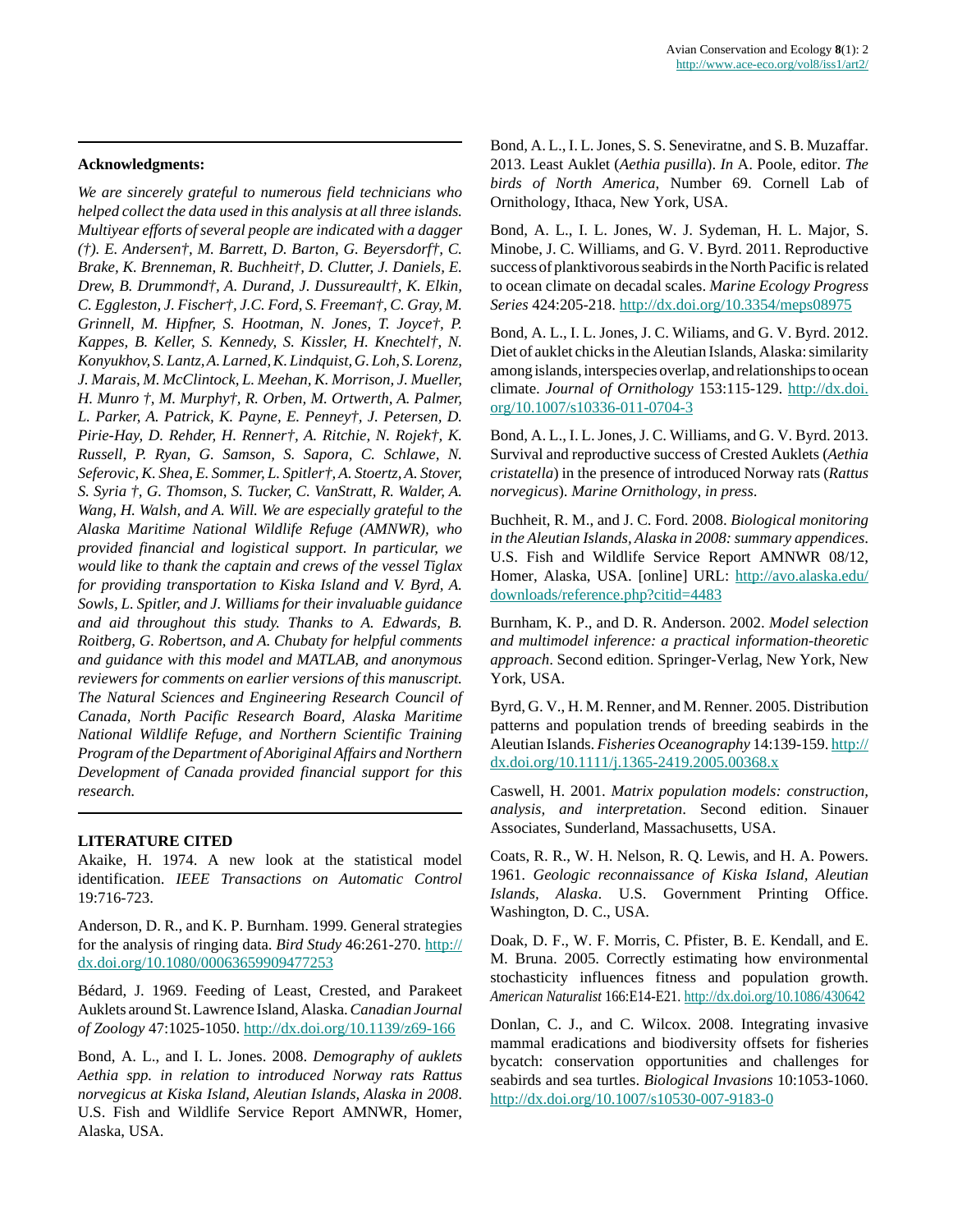**Acknowledgments:**

*We are sincerely grateful to numerous field technicians who helped collect the data used in this analysis at all three islands. Multiyear efforts of several people are indicated with a dagger (†). E. Andersen†, M. Barrett, D. Barton, G. Beyersdorf†, C. Brake, K. Brenneman, R. Buchheit†, D. Clutter, J. Daniels, E. Drew, B. Drummond†, A. Durand, J. Dussureault†, K. Elkin, C. Eggleston, J. Fischer†, J.C. Ford, S. Freeman†, C. Gray, M. Grinnell, M. Hipfner, S. Hootman, N. Jones, T. Joyce†, P. Kappes, B. Keller, S. Kennedy, S. Kissler, H. Knechtel†, N. Konyukhov, S. Lantz, A. Larned, K. Lindquist, G. Loh, S. Lorenz, J. Marais, M. McClintock, L. Meehan, K. Morrison, J. Mueller, H. Munro †, M. Murphy†, R. Orben, M. Ortwerth, A. Palmer, L. Parker, A. Patrick, K. Payne, E. Penney†, J. Petersen, D. Pirie-Hay, D. Rehder, H. Renner†, A. Ritchie, N. Rojek†, K. Russell, P. Ryan, G. Samson, S. Sapora, C. Schlawe, N. Seferovic, K. Shea, E. Sommer, L. Spitler†, A. Stoertz, A. Stover, S. Syria †, G. Thomson, S. Tucker, C. VanStratt, R. Walder, A. Wang, H. Walsh, and A. Will. We are especially grateful to the Alaska Maritime National Wildlife Refuge (AMNWR), who provided financial and logistical support. In particular, we would like to thank the captain and crews of the vessel Tiglax for providing transportation to Kiska Island and V. Byrd, A. Sowls, L. Spitler, and J. Williams for their invaluable guidance and aid throughout this study. Thanks to A. Edwards, B. Roitberg, G. Robertson, and A. Chubaty for helpful comments and guidance with this model and MATLAB, and anonymous reviewers for comments on earlier versions of this manuscript. The Natural Sciences and Engineering Research Council of Canada, North Pacific Research Board, Alaska Maritime National Wildlife Refuge, and Northern Scientific Training Program of the Department of Aboriginal Affairs and Northern Development of Canada provided financial support for this research.*

## LITERATURE CITED

Akaike, H. 1974. A new look at the statistical model identification. *IEEE Transactions on Automatic Control* 19:716-723.

Anderson, D. R., and K. P. Burnham. 1999. General strategies for the analysis of ringing data. *Bird Study* 46:261-270. http://dx.doi.org/10.1080/00063659909477253

Bédard, J. 1969. Feeding of Least, Crested, and Parakeet Auklets around St. Lawrence Island, Alaska. *Canadian Journal of Zoology* 47:1025-1050. http://dx.doi.org/10.1139/z69-166

Bond, A. L., and I. L. Jones. 2008. *Demography of auklets Aethia spp. in relation to introduced Norway rats Rattus norvegicus at Kiska Island, Aleutian Islands, Alaska in 2008*. U.S. Fish and Wildlife Service Report AMNWR, Homer, Alaska, USA.

Bond, A. L., I. L. Jones, S. S. Seneviratne, and S. B. Muzaffar. 2013. Least Auklet (*Aethia pusilla*). *In* A. Poole, editor. *The birds of North America*, Number 69. Cornell Lab of Ornithology, Ithaca, New York, USA.

Bond, A. L., I. L. Jones, W. J. Sydeman, H. L. Major, S. Minobe, J. C. Williams, and G. V. Byrd. 2011. Reproductive success of planktivorous seabirds in the North Pacific is related to ocean climate on decadal scales. *Marine Ecology Progress Series* 424:205-218. http://dx.doi.org/10.3354/meps08975

Bond, A. L., I. L. Jones, J. C. Wiliams, and G. V. Byrd. 2012. Diet of auklet chicks in the Aleutian Islands, Alaska: similarity among islands, interspecies overlap, and relationships to ocean climate. *Journal of Ornithology* 153:115-129. http://dx.doi.org/10.1007/s10336-011-0704-3

Bond, A. L., I. L. Jones, J. C. Williams, and G. V. Byrd. 2013. Survival and reproductive success of Crested Auklets (*Aethia cristatella*) in the presence of introduced Norway rats (*Rattus norvegicus*). *Marine Ornithology, in press.*

Buchheit, R. M., and J. C. Ford. 2008. *Biological monitoring in the Aleutian Islands, Alaska in 2008: summary appendices*. U.S. Fish and Wildlife Service Report AMNWR 08/12, Homer, Alaska, USA. [online] URL: http://avo.alaska.edu/downloads/reference.php?citid=4483

Burnham, K. P., and D. R. Anderson. 2002. *Model selection and multimodel inference: a practical information-theoretic approach*. Second edition. Springer-Verlag, New York, New York, USA.

Byrd, G. V., H. M. Renner, and M. Renner. 2005. Distribution patterns and population trends of breeding seabirds in the Aleutian Islands. *Fisheries Oceanography* 14:139-159. http://dx.doi.org/10.1111/j.1365-2419.2005.00368.x

Caswell, H. 2001. *Matrix population models: construction, analysis, and interpretation*. Second edition. Sinauer Associates, Sunderland, Massachusetts, USA.

Coats, R. R., W. H. Nelson, R. Q. Lewis, and H. A. Powers. 1961. *Geologic reconnaissance of Kiska Island, Aleutian Islands, Alaska*. U.S. Government Printing Office. Washington, D. C., USA.

Doak, D. F., W. F. Morris, C. Pfister, B. E. Kendall, and E. M. Bruna. 2005. Correctly estimating how environmental stochasticity influences fitness and population growth. *American Naturalist* 166:E14-E21. http://dx.doi.org/10.1086/430642

Donlan, C. J., and C. Wilcox. 2008. Integrating invasive mammal eradications and biodiversity offsets for fisheries bycatch: conservation opportunities and challenges for seabirds and sea turtles. *Biological Invasions* 10:1053-1060. http://dx.doi.org/10.1007/s10530-007-9183-0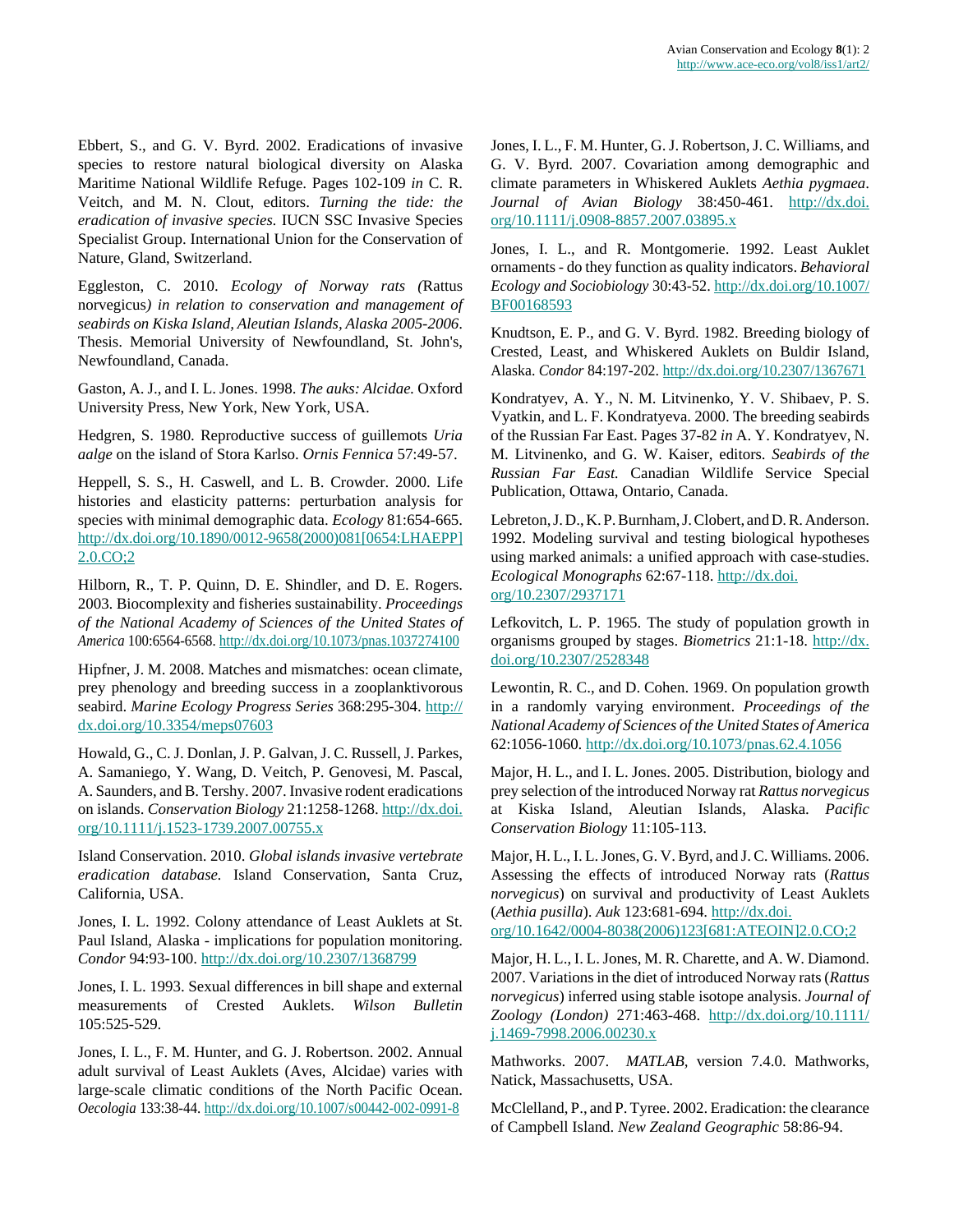Ebbert, S., and G. V. Byrd. 2002. Eradications of invasive species to restore natural biological diversity on Alaska Maritime National Wildlife Refuge. Pages 102-109 *in* C. R. Veitch, and M. N. Clout, editors. *Turning the tide: the eradication of invasive species.* IUCN SSC Invasive Species Specialist Group. International Union for the Conservation of Nature, Gland, Switzerland.

Eggleston, C. 2010. *Ecology of Norway rats (*Rattus norvegicus*) in relation to conservation and management of seabirds on Kiska Island, Aleutian Islands, Alaska 2005-2006*. Thesis. Memorial University of Newfoundland, St. John's, Newfoundland, Canada.

Gaston, A. J., and I. L. Jones. 1998. *The auks: Alcidae.* Oxford University Press, New York, New York, USA.

Hedgren, S. 1980. Reproductive success of guillemots *Uria aalge* on the island of Stora Karlso. *Ornis Fennica* 57:49-57.

Heppell, S. S., H. Caswell, and L. B. Crowder. 2000. Life histories and elasticity patterns: perturbation analysis for species with minimal demographic data. *Ecology* 81:654-665. http://dx.doi.org/10.1890/0012-9658(2000)081[0654:LHAEPP]2.0.CO;2

Hilborn, R., T. P. Quinn, D. E. Shindler, and D. E. Rogers. 2003. Biocomplexity and fisheries sustainability. *Proceedings of the National Academy of Sciences of the United States of America* 100:6564-6568. http://dx.doi.org/10.1073/pnas.1037274100

Hipfner, J. M. 2008. Matches and mismatches: ocean climate, prey phenology and breeding success in a zooplanktivorous seabird. *Marine Ecology Progress Series* 368:295-304. http://dx.doi.org/10.3354/meps07603

Howald, G., C. J. Donlan, J. P. Galvan, J. C. Russell, J. Parkes, A. Samaniego, Y. Wang, D. Veitch, P. Genovesi, M. Pascal, A. Saunders, and B. Tershy. 2007. Invasive rodent eradications on islands. *Conservation Biology* 21:1258-1268. http://dx.doi.org/10.1111/j.1523-1739.2007.00755.x

Island Conservation. 2010. *Global islands invasive vertebrate eradication database.* Island Conservation, Santa Cruz, California, USA.

Jones, I. L. 1992. Colony attendance of Least Auklets at St. Paul Island, Alaska - implications for population monitoring. *Condor* 94:93-100. http://dx.doi.org/10.2307/1368799

Jones, I. L. 1993. Sexual differences in bill shape and external measurements of Crested Auklets. *Wilson Bulletin* 105:525-529.

Jones, I. L., F. M. Hunter, and G. J. Robertson. 2002. Annual adult survival of Least Auklets (Aves, Alcidae) varies with large-scale climatic conditions of the North Pacific Ocean. *Oecologia* 133:38-44. http://dx.doi.org/10.1007/s00442-002-0991-8

Jones, I. L., F. M. Hunter, G. J. Robertson, J. C. Williams, and G. V. Byrd. 2007. Covariation among demographic and climate parameters in Whiskered Auklets *Aethia pygmaea*. *Journal of Avian Biology* 38:450-461. http://dx.doi.org/10.1111/j.0908-8857.2007.03895.x

Jones, I. L., and R. Montgomerie. 1992. Least Auklet ornaments - do they function as quality indicators. *Behavioral Ecology and Sociobiology* 30:43-52. http://dx.doi.org/10.1007/BF00168593

Knudtson, E. P., and G. V. Byrd. 1982. Breeding biology of Crested, Least, and Whiskered Auklets on Buldir Island, Alaska. *Condor* 84:197-202. http://dx.doi.org/10.2307/1367671

Kondratyev, A. Y., N. M. Litvinenko, Y. V. Shibaev, P. S. Vyatkin, and L. F. Kondratyeva. 2000. The breeding seabirds of the Russian Far East. Pages 37-82 *in* A. Y. Kondratyev, N. M. Litvinenko, and G. W. Kaiser, editors. *Seabirds of the Russian Far East.* Canadian Wildlife Service Special Publication, Ottawa, Ontario, Canada.

Lebreton, J. D., K. P. Burnham, J. Clobert, and D. R. Anderson. 1992. Modeling survival and testing biological hypotheses using marked animals: a unified approach with case-studies. *Ecological Monographs* 62:67-118. http://dx.doi.org/10.2307/2937171

Lefkovitch, L. P. 1965. The study of population growth in organisms grouped by stages. *Biometrics* 21:1-18. http://dx.doi.org/10.2307/2528348

Lewontin, R. C., and D. Cohen. 1969. On population growth in a randomly varying environment. *Proceedings of the National Academy of Sciences of the United States of America* 62:1056-1060. http://dx.doi.org/10.1073/pnas.62.4.1056

Major, H. L., and I. L. Jones. 2005. Distribution, biology and prey selection of the introduced Norway rat *Rattus norvegicus* at Kiska Island, Aleutian Islands, Alaska. *Pacific Conservation Biology* 11:105-113.

Major, H. L., I. L. Jones, G. V. Byrd, and J. C. Williams. 2006. Assessing the effects of introduced Norway rats (*Rattus norvegicus*) on survival and productivity of Least Auklets (*Aethia pusilla*). *Auk* 123:681-694. http://dx.doi.org/10.1642/0004-8038(2006)123[681:ATEOIN]2.0.CO;2

Major, H. L., I. L. Jones, M. R. Charette, and A. W. Diamond. 2007. Variations in the diet of introduced Norway rats (*Rattus norvegicus*) inferred using stable isotope analysis. *Journal of Zoology (London)* 271:463-468. http://dx.doi.org/10.1111/j.1469-7998.2006.00230.x

Mathworks. 2007. *MATLAB,* version 7.4.0. Mathworks, Natick, Massachusetts, USA.

McClelland, P., and P. Tyree. 2002. Eradication: the clearance of Campbell Island. *New Zealand Geographic* 58:86-94.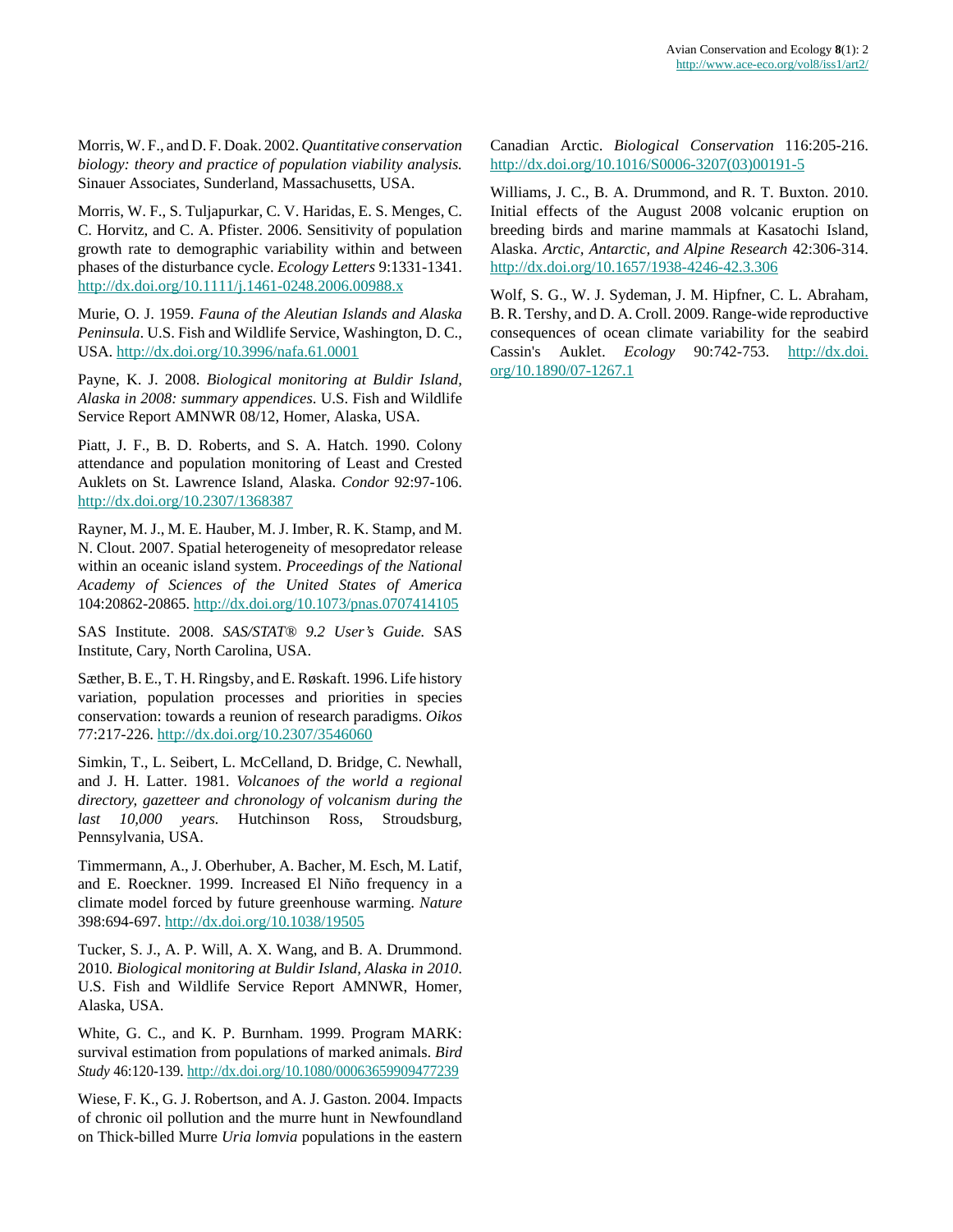Morris, W. F., and D. F. Doak. 2002. *Quantitative conservation biology: theory and practice of population viability analysis.* Sinauer Associates, Sunderland, Massachusetts, USA.

Morris, W. F., S. Tuljapurkar, C. V. Haridas, E. S. Menges, C. C. Horvitz, and C. A. Pfister. 2006. Sensitivity of population growth rate to demographic variability within and between phases of the disturbance cycle. *Ecology Letters* 9:1331-1341. http://dx.doi.org/10.1111/j.1461-0248.2006.00988.x

Murie, O. J. 1959. *Fauna of the Aleutian Islands and Alaska Peninsula*. U.S. Fish and Wildlife Service, Washington, D. C., USA. http://dx.doi.org/10.3996/nafa.61.0001

Payne, K. J. 2008. *Biological monitoring at Buldir Island, Alaska in 2008: summary appendices*. U.S. Fish and Wildlife Service Report AMNWR 08/12, Homer, Alaska, USA.

Piatt, J. F., B. D. Roberts, and S. A. Hatch. 1990. Colony attendance and population monitoring of Least and Crested Auklets on St. Lawrence Island, Alaska. *Condor* 92:97-106. http://dx.doi.org/10.2307/1368387

Rayner, M. J., M. E. Hauber, M. J. Imber, R. K. Stamp, and M. N. Clout. 2007. Spatial heterogeneity of mesopredator release within an oceanic island system. *Proceedings of the National Academy of Sciences of the United States of America* 104:20862-20865. http://dx.doi.org/10.1073/pnas.0707414105

SAS Institute. 2008. *SAS/STAT® 9.2 User's Guide.* SAS Institute, Cary, North Carolina, USA.

Sæther, B. E., T. H. Ringsby, and E. Røskaft. 1996. Life history variation, population processes and priorities in species conservation: towards a reunion of research paradigms. *Oikos* 77:217-226. http://dx.doi.org/10.2307/3546060

Simkin, T., L. Seibert, L. McCelland, D. Bridge, C. Newhall, and J. H. Latter. 1981. *Volcanoes of the world a regional directory, gazetteer and chronology of volcanism during the last 10,000 years.* Hutchinson Ross, Stroudsburg, Pennsylvania, USA.

Timmermann, A., J. Oberhuber, A. Bacher, M. Esch, M. Latif, and E. Roeckner. 1999. Increased El Niño frequency in a climate model forced by future greenhouse warming. *Nature* 398:694-697. http://dx.doi.org/10.1038/19505

Tucker, S. J., A. P. Will, A. X. Wang, and B. A. Drummond. 2010. *Biological monitoring at Buldir Island, Alaska in 2010*. U.S. Fish and Wildlife Service Report AMNWR, Homer, Alaska, USA.

White, G. C., and K. P. Burnham. 1999. Program MARK: survival estimation from populations of marked animals. *Bird Study* 46:120-139. http://dx.doi.org/10.1080/00063659909477239

Wiese, F. K., G. J. Robertson, and A. J. Gaston. 2004. Impacts of chronic oil pollution and the murre hunt in Newfoundland on Thick-billed Murre *Uria lomvia* populations in the eastern Canadian Arctic. *Biological Conservation* 116:205-216. http://dx.doi.org/10.1016/S0006-3207(03)00191-5

Williams, J. C., B. A. Drummond, and R. T. Buxton. 2010. Initial effects of the August 2008 volcanic eruption on breeding birds and marine mammals at Kasatochi Island, Alaska. *Arctic, Antarctic, and Alpine Research* 42:306-314. http://dx.doi.org/10.1657/1938-4246-42.3.306

Wolf, S. G., W. J. Sydeman, J. M. Hipfner, C. L. Abraham, B. R. Tershy, and D. A. Croll. 2009. Range-wide reproductive consequences of ocean climate variability for the seabird Cassin's Auklet. *Ecology* 90:742-753. http://dx.doi.org/10.1890/07-1267.1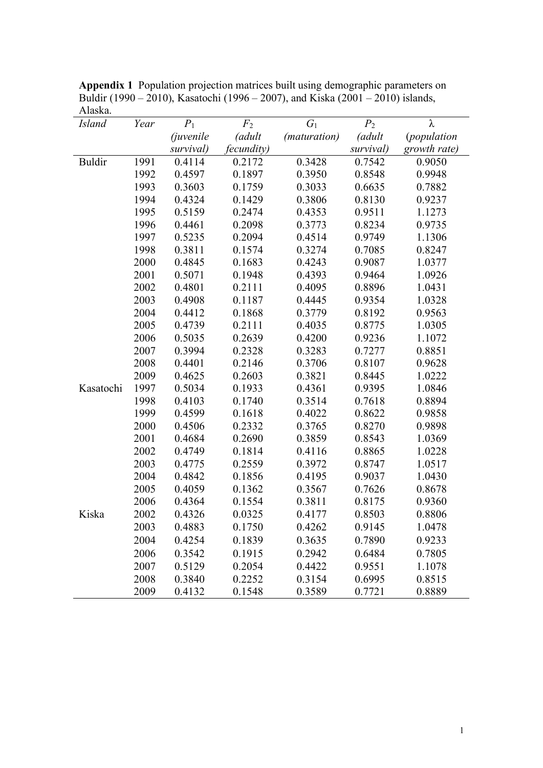**Appendix 1** Population projection matrices built using demographic parameters on Buldir (1990 – 2010), Kasatochi (1996 – 2007), and Kiska (2001 – 2010) islands, Alaska.

| *Island* | *Year* | $P_1$ *(juvenile survival)* | $F_2$ *(adult fecundity)* | $G_1$ *(maturation)* | $P_2$ *(adult survival)* | $\lambda$ *(population growth rate)* |
|---|---|---|---|---|---|---|
| Buldir | 1991 | 0.4114 | 0.2172 | 0.3428 | 0.7542 | 0.9050 |
| | 1992 | 0.4597 | 0.1897 | 0.3950 | 0.8548 | 0.9948 |
| | 1993 | 0.3603 | 0.1759 | 0.3033 | 0.6635 | 0.7882 |
| | 1994 | 0.4324 | 0.1429 | 0.3806 | 0.8130 | 0.9237 |
| | 1995 | 0.5159 | 0.2474 | 0.4353 | 0.9511 | 1.1273 |
| | 1996 | 0.4461 | 0.2098 | 0.3773 | 0.8234 | 0.9735 |
| | 1997 | 0.5235 | 0.2094 | 0.4514 | 0.9749 | 1.1306 |
| | 1998 | 0.3811 | 0.1574 | 0.3274 | 0.7085 | 0.8247 |
| | 2000 | 0.4845 | 0.1683 | 0.4243 | 0.9087 | 1.0377 |
| | 2001 | 0.5071 | 0.1948 | 0.4393 | 0.9464 | 1.0926 |
| | 2002 | 0.4801 | 0.2111 | 0.4095 | 0.8896 | 1.0431 |
| | 2003 | 0.4908 | 0.1187 | 0.4445 | 0.9354 | 1.0328 |
| | 2004 | 0.4412 | 0.1868 | 0.3779 | 0.8192 | 0.9563 |
| | 2005 | 0.4739 | 0.2111 | 0.4035 | 0.8775 | 1.0305 |
| | 2006 | 0.5035 | 0.2639 | 0.4200 | 0.9236 | 1.1072 |
| | 2007 | 0.3994 | 0.2328 | 0.3283 | 0.7277 | 0.8851 |
| | 2008 | 0.4401 | 0.2146 | 0.3706 | 0.8107 | 0.9628 |
| | 2009 | 0.4625 | 0.2603 | 0.3821 | 0.8445 | 1.0222 |
| Kasatochi | 1997 | 0.5034 | 0.1933 | 0.4361 | 0.9395 | 1.0846 |
| | 1998 | 0.4103 | 0.1740 | 0.3514 | 0.7618 | 0.8894 |
| | 1999 | 0.4599 | 0.1618 | 0.4022 | 0.8622 | 0.9858 |
| | 2000 | 0.4506 | 0.2332 | 0.3765 | 0.8270 | 0.9898 |
| | 2001 | 0.4684 | 0.2690 | 0.3859 | 0.8543 | 1.0369 |
| | 2002 | 0.4749 | 0.1814 | 0.4116 | 0.8865 | 1.0228 |
| | 2003 | 0.4775 | 0.2559 | 0.3972 | 0.8747 | 1.0517 |
| | 2004 | 0.4842 | 0.1856 | 0.4195 | 0.9037 | 1.0430 |
| | 2005 | 0.4059 | 0.1362 | 0.3567 | 0.7626 | 0.8678 |
| | 2006 | 0.4364 | 0.1554 | 0.3811 | 0.8175 | 0.9360 |
| Kiska | 2002 | 0.4326 | 0.0325 | 0.4177 | 0.8503 | 0.8806 |
| | 2003 | 0.4883 | 0.1750 | 0.4262 | 0.9145 | 1.0478 |
| | 2004 | 0.4254 | 0.1839 | 0.3635 | 0.7890 | 0.9233 |
| | 2006 | 0.3542 | 0.1915 | 0.2942 | 0.6484 | 0.7805 |
| | 2007 | 0.5129 | 0.2054 | 0.4422 | 0.9551 | 1.1078 |
| | 2008 | 0.3840 | 0.2252 | 0.3154 | 0.6995 | 0.8515 |
| | 2009 | 0.4132 | 0.1548 | 0.3589 | 0.7721 | 0.8889 |